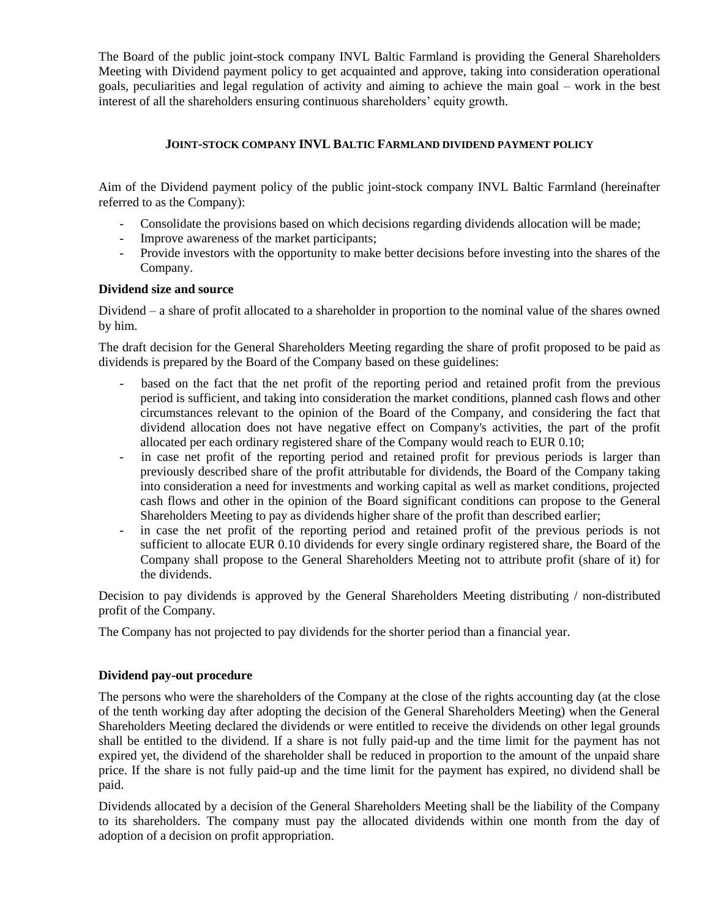The Board of the public joint-stock company INVL Baltic Farmland is providing the General Shareholders Meeting with Dividend payment policy to get acquainted and approve, taking into consideration operational goals, peculiarities and legal regulation of activity and aiming to achieve the main goal – work in the best interest of all the shareholders ensuring continuous shareholders' equity growth.

## JOINT-STOCK COMPANY INVL BALTIC FARMLAND DIVIDEND PAYMENT POLICY

Aim of the Dividend payment policy of the public joint-stock company INVL Baltic Farmland (hereinafter referred to as the Company):

- Consolidate the provisions based on which decisions regarding dividends allocation will be made;
- Improve awareness of the market participants;
- Provide investors with the opportunity to make better decisions before investing into the shares of the Company.

**Dividend size and source**

Dividend – a share of profit allocated to a shareholder in proportion to the nominal value of the shares owned by him.

The draft decision for the General Shareholders Meeting regarding the share of profit proposed to be paid as dividends is prepared by the Board of the Company based on these guidelines:

- based on the fact that the net profit of the reporting period and retained profit from the previous period is sufficient, and taking into consideration the market conditions, planned cash flows and other circumstances relevant to the opinion of the Board of the Company, and considering the fact that dividend allocation does not have negative effect on Company's activities, the part of the profit allocated per each ordinary registered share of the Company would reach to EUR 0.10;
- in case net profit of the reporting period and retained profit for previous periods is larger than previously described share of the profit attributable for dividends, the Board of the Company taking into consideration a need for investments and working capital as well as market conditions, projected cash flows and other in the opinion of the Board significant conditions can propose to the General Shareholders Meeting to pay as dividends higher share of the profit than described earlier;
- in case the net profit of the reporting period and retained profit of the previous periods is not sufficient to allocate EUR 0.10 dividends for every single ordinary registered share, the Board of the Company shall propose to the General Shareholders Meeting not to attribute profit (share of it) for the dividends.

Decision to pay dividends is approved by the General Shareholders Meeting distributing / non-distributed profit of the Company.

The Company has not projected to pay dividends for the shorter period than a financial year.

**Dividend pay-out procedure**

The persons who were the shareholders of the Company at the close of the rights accounting day (at the close of the tenth working day after adopting the decision of the General Shareholders Meeting) when the General Shareholders Meeting declared the dividends or were entitled to receive the dividends on other legal grounds shall be entitled to the dividend. If a share is not fully paid-up and the time limit for the payment has not expired yet, the dividend of the shareholder shall be reduced in proportion to the amount of the unpaid share price. If the share is not fully paid-up and the time limit for the payment has expired, no dividend shall be paid.

Dividends allocated by a decision of the General Shareholders Meeting shall be the liability of the Company to its shareholders. The company must pay the allocated dividends within one month from the day of adoption of a decision on profit appropriation.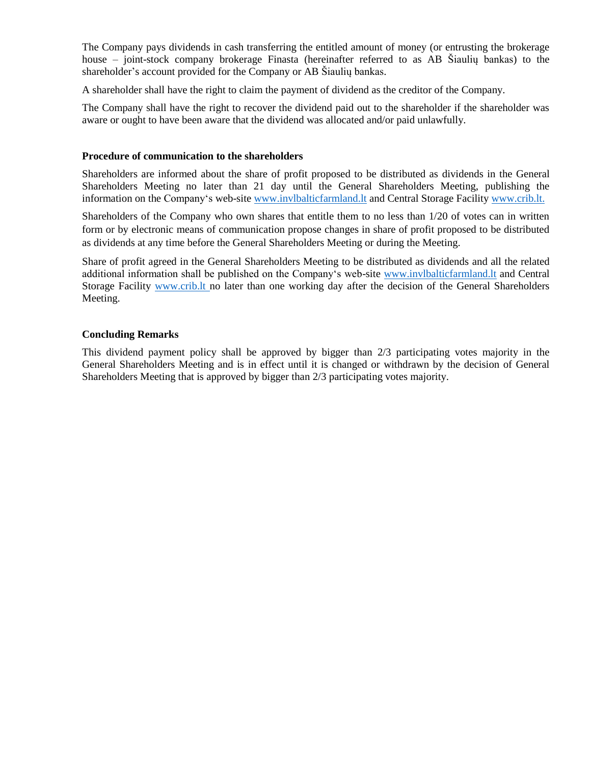The Company pays dividends in cash transferring the entitled amount of money (or entrusting the brokerage house – joint-stock company brokerage Finasta (hereinafter referred to as AB Šiaulių bankas) to the shareholder's account provided for the Company or AB Šiaulių bankas.

A shareholder shall have the right to claim the payment of dividend as the creditor of the Company.

The Company shall have the right to recover the dividend paid out to the shareholder if the shareholder was aware or ought to have been aware that the dividend was allocated and/or paid unlawfully.

**Procedure of communication to the shareholders**

Shareholders are informed about the share of profit proposed to be distributed as dividends in the General Shareholders Meeting no later than 21 day until the General Shareholders Meeting, publishing the information on the Company's web-site www.invlbalticfarmland.lt and Central Storage Facility www.crib.lt.

Shareholders of the Company who own shares that entitle them to no less than 1/20 of votes can in written form or by electronic means of communication propose changes in share of profit proposed to be distributed as dividends at any time before the General Shareholders Meeting or during the Meeting.

Share of profit agreed in the General Shareholders Meeting to be distributed as dividends and all the related additional information shall be published on the Company's web-site www.invlbalticfarmland.lt and Central Storage Facility www.crib.lt no later than one working day after the decision of the General Shareholders Meeting.

**Concluding Remarks**

This dividend payment policy shall be approved by bigger than 2/3 participating votes majority in the General Shareholders Meeting and is in effect until it is changed or withdrawn by the decision of General Shareholders Meeting that is approved by bigger than 2/3 participating votes majority.